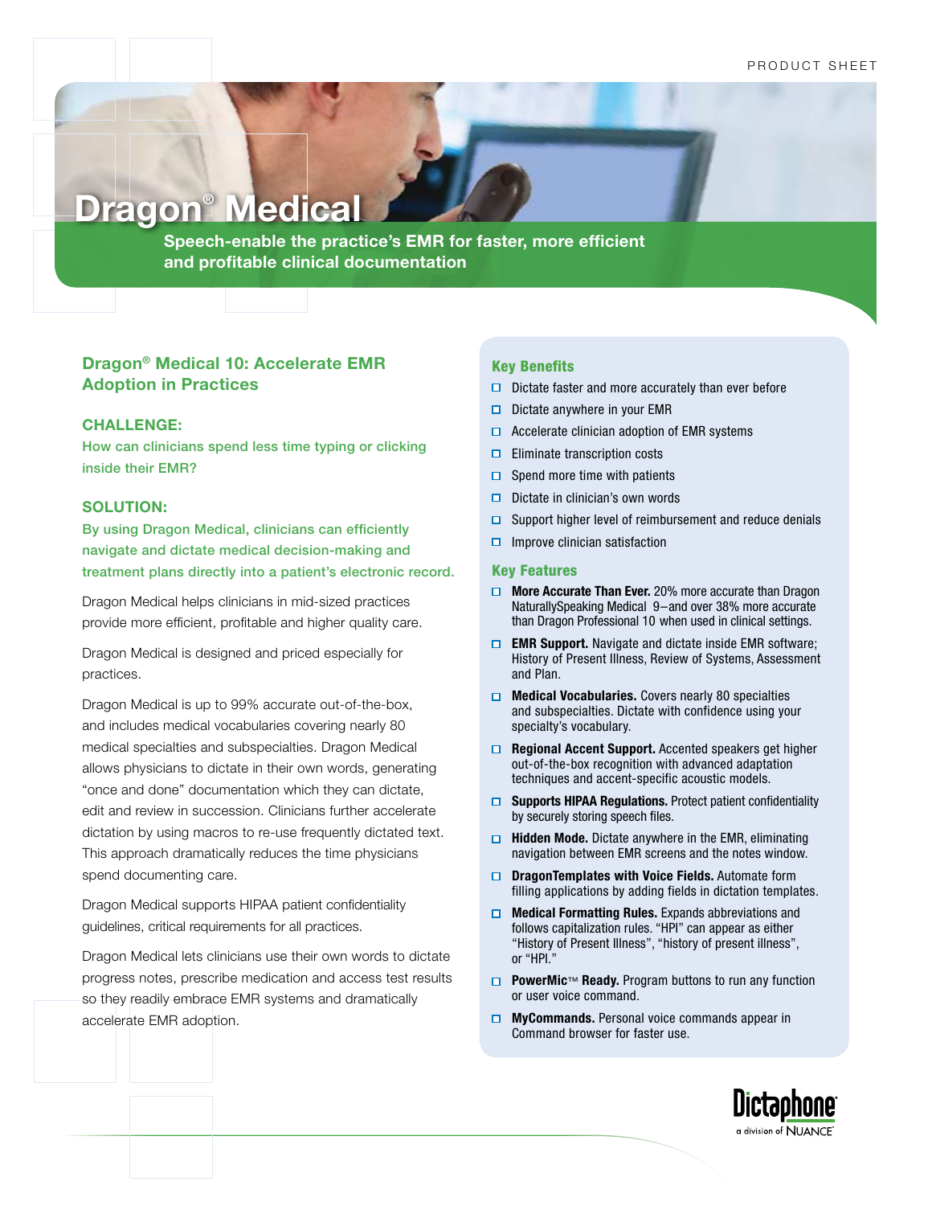PRODUCT SHEET

# Dragon® Medical

**Speech-enable the practice's EMR for faster, more efficient and profitable clinical documentation**

## Dragon® Medical 10: Accelerate EMR Adoption in Practices

### CHALLENGE:

How can clinicians spend less time typing or clicking inside their EMR?

### SOLUTION:

By using Dragon Medical, clinicians can efficiently navigate and dictate medical decision-making and treatment plans directly into a patient's electronic record.

Dragon Medical helps clinicians in mid-sized practices provide more efficient, profitable and higher quality care.

Dragon Medical is designed and priced especially for practices.

Dragon Medical is up to 99% accurate out-of-the-box, and includes medical vocabularies covering nearly 80 medical specialties and subspecialties. Dragon Medical allows physicians to dictate in their own words, generating "once and done" documentation which they can dictate, edit and review in succession. Clinicians further accelerate dictation by using macros to re-use frequently dictated text. This approach dramatically reduces the time physicians spend documenting care.

Dragon Medical supports HIPAA patient confidentiality guidelines, critical requirements for all practices.

Dragon Medical lets clinicians use their own words to dictate progress notes, prescribe medication and access test results so they readily embrace EMR systems and dramatically accelerate EMR adoption.

### Key Benefits

- Dictate faster and more accurately than ever before
- Dictate anywhere in your EMR
- Accelerate clinician adoption of EMR systems
- Eliminate transcription costs
- Spend more time with patients
- Dictate in clinician's own words
- Support higher level of reimbursement and reduce denials
- Improve clinician satisfaction

### Key Features

- **More Accurate Than Ever.** 20% more accurate than Dragon NaturallySpeaking Medical 9—and over 38% more accurate than Dragon Professional 10 when used in clinical settings.
- **EMR Support.** Navigate and dictate inside EMR software; History of Present Illness, Review of Systems, Assessment and Plan.
- **Medical Vocabularies.** Covers nearly 80 specialties and subspecialties. Dictate with confidence using your specialty's vocabulary.
- **Regional Accent Support.** Accented speakers get higher out-of-the-box recognition with advanced adaptation techniques and accent-specific acoustic models.
- **Supports HIPAA Regulations.** Protect patient confidentiality by securely storing speech files.
- **Hidden Mode.** Dictate anywhere in the EMR, eliminating navigation between EMR screens and the notes window.
- **DragonTemplates with Voice Fields.** Automate form filling applications by adding fields in dictation templates.
- **Medical Formatting Rules.** Expands abbreviations and follows capitalization rules. "HPI" can appear as either "History of Present Illness", "history of present illness", or "HPI."
- **PowerMic™ Ready.** Program buttons to run any function or user voice command.
- **MyCommands.** Personal voice commands appear in Command browser for faster use.

Dictaphone® a division of NUANCE®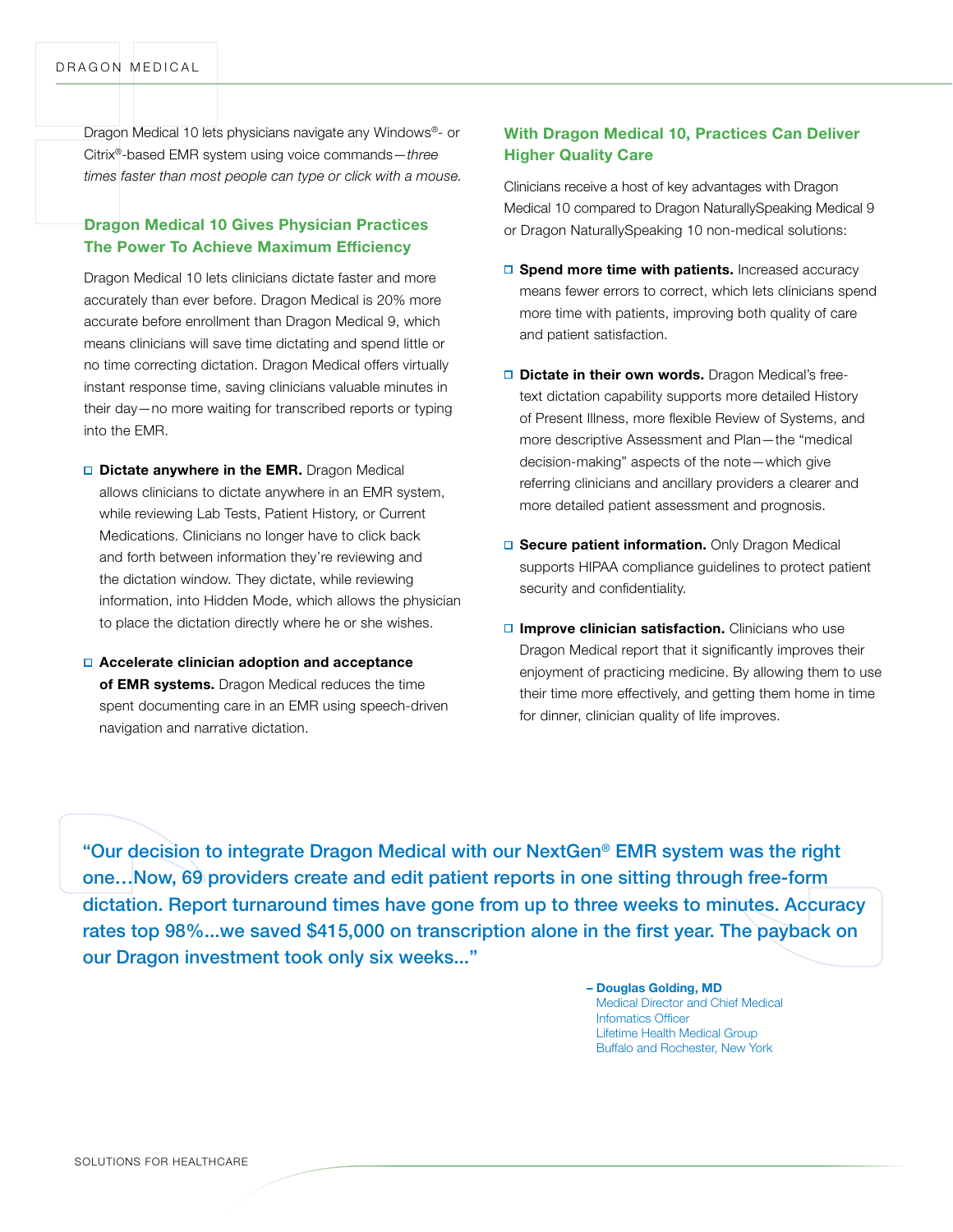Dragon Medical 10 lets physicians navigate any Windows®- or Citrix®-based EMR system using voice commands—*three times faster than most people can type or click with a mouse.*

## Dragon Medical 10 Gives Physician Practices The Power To Achieve Maximum Efficiency

Dragon Medical 10 lets clinicians dictate faster and more accurately than ever before. Dragon Medical is 20% more accurate before enrollment than Dragon Medical 9, which means clinicians will save time dictating and spend little or no time correcting dictation. Dragon Medical offers virtually instant response time, saving clinicians valuable minutes in their day—no more waiting for transcribed reports or typing into the EMR.

- **Dictate anywhere in the EMR.** Dragon Medical allows clinicians to dictate anywhere in an EMR system, while reviewing Lab Tests, Patient History, or Current Medications. Clinicians no longer have to click back and forth between information they're reviewing and the dictation window. They dictate, while reviewing information, into Hidden Mode, which allows the physician to place the dictation directly where he or she wishes.
- **Accelerate clinician adoption and acceptance of EMR systems.** Dragon Medical reduces the time spent documenting care in an EMR using speech-driven navigation and narrative dictation.

## With Dragon Medical 10, Practices Can Deliver Higher Quality Care

Clinicians receive a host of key advantages with Dragon Medical 10 compared to Dragon NaturallySpeaking Medical 9 or Dragon NaturallySpeaking 10 non-medical solutions:

- **Spend more time with patients.** Increased accuracy means fewer errors to correct, which lets clinicians spend more time with patients, improving both quality of care and patient satisfaction.
- **Dictate in their own words.** Dragon Medical's free-text dictation capability supports more detailed History of Present Illness, more flexible Review of Systems, and more descriptive Assessment and Plan—the "medical decision-making" aspects of the note—which give referring clinicians and ancillary providers a clearer and more detailed patient assessment and prognosis.
- **Secure patient information.** Only Dragon Medical supports HIPAA compliance guidelines to protect patient security and confidentiality.
- **Improve clinician satisfaction.** Clinicians who use Dragon Medical report that it significantly improves their enjoyment of practicing medicine. By allowing them to use their time more effectively, and getting them home in time for dinner, clinician quality of life improves.

> "Our decision to integrate Dragon Medical with our NextGen® EMR system was the right one…Now, 69 providers create and edit patient reports in one sitting through free-form dictation. Report turnaround times have gone from up to three weeks to minutes. Accuracy rates top 98%...we saved $415,000 on transcription alone in the first year. The payback on our Dragon investment took only six weeks..."

– **Douglas Golding, MD**
Medical Director and Chief Medical Infomatics Officer
Lifetime Health Medical Group
Buffalo and Rochester, New York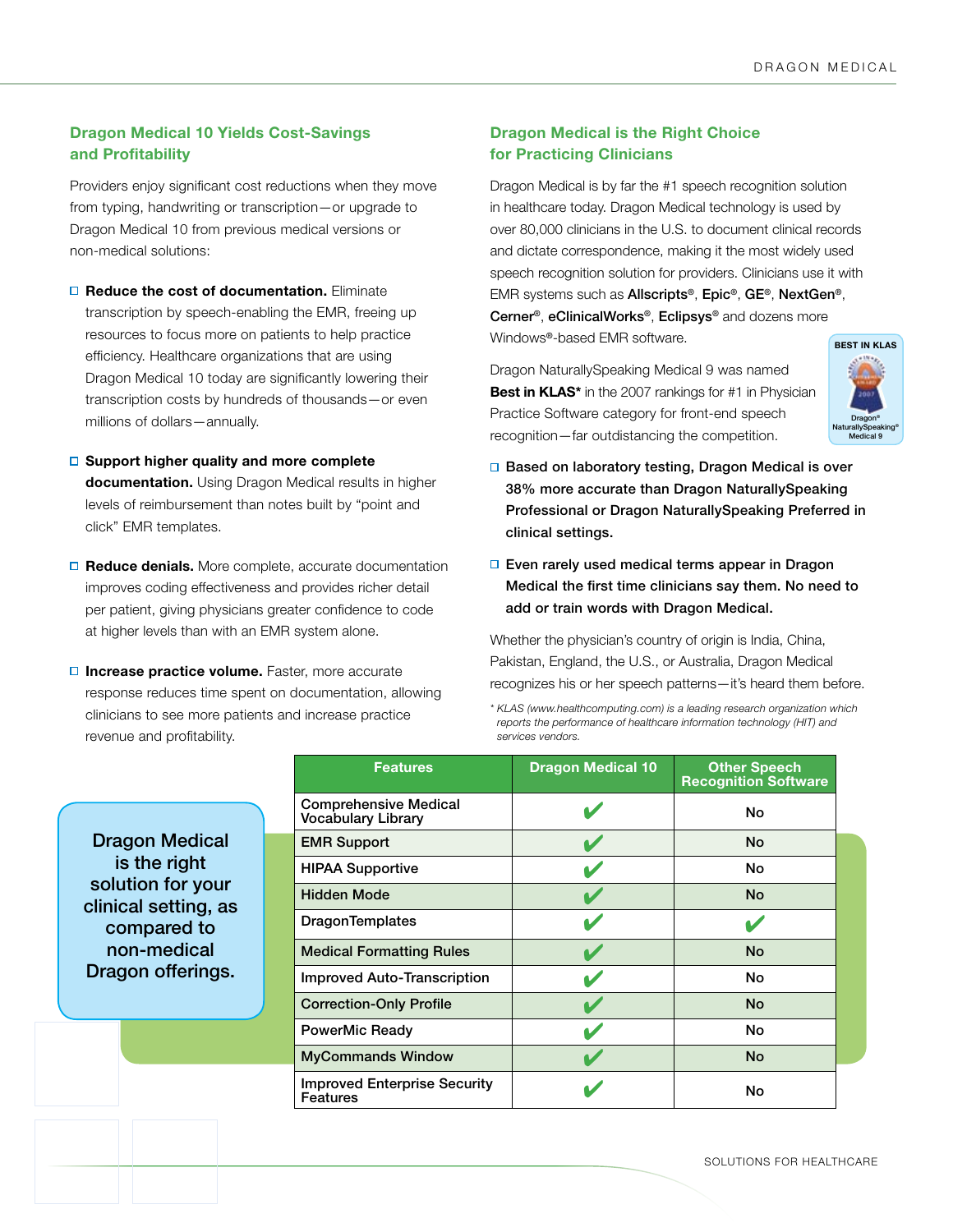## Dragon Medical 10 Yields Cost-Savings and Profitability

Providers enjoy significant cost reductions when they move from typing, handwriting or transcription—or upgrade to Dragon Medical 10 from previous medical versions or non-medical solutions:

- **Reduce the cost of documentation.** Eliminate transcription by speech-enabling the EMR, freeing up resources to focus more on patients to help practice efficiency. Healthcare organizations that are using Dragon Medical 10 today are significantly lowering their transcription costs by hundreds of thousands—or even millions of dollars—annually.
- **Support higher quality and more complete documentation.** Using Dragon Medical results in higher levels of reimbursement than notes built by "point and click" EMR templates.
- **Reduce denials.** More complete, accurate documentation improves coding effectiveness and provides richer detail per patient, giving physicians greater confidence to code at higher levels than with an EMR system alone.
- **Increase practice volume.** Faster, more accurate response reduces time spent on documentation, allowing clinicians to see more patients and increase practice revenue and profitability.

## Dragon Medical is the Right Choice for Practicing Clinicians

Dragon Medical is by far the #1 speech recognition solution in healthcare today. Dragon Medical technology is used by over 80,000 clinicians in the U.S. to document clinical records and dictate correspondence, making it the most widely used speech recognition solution for providers. Clinicians use it with EMR systems such as **Allscripts**®, **Epic**®, **GE**®, **NextGen**®, **Cerner**®, **eClinicalWorks**®, **Eclipsys**® and dozens more Windows®-based EMR software.

Dragon NaturallySpeaking Medical 9 was named **Best in KLAS*** in the 2007 rankings for #1 in Physician Practice Software category for front-end speech recognition—far outdistancing the competition.

BEST IN KLAS — Dragon® NaturallySpeaking® Medical 9

- **Based on laboratory testing, Dragon Medical is over 38% more accurate than Dragon NaturallySpeaking Professional or Dragon NaturallySpeaking Preferred in clinical settings.**
- **Even rarely used medical terms appear in Dragon Medical the first time clinicians say them. No need to add or train words with Dragon Medical.**

Whether the physician's country of origin is India, China, Pakistan, England, the U.S., or Australia, Dragon Medical recognizes his or her speech patterns—it's heard them before.

*\* KLAS (www.healthcomputing.com) is a leading research organization which reports the performance of healthcare information technology (HIT) and services vendors.*

**Dragon Medical is the right solution for your clinical setting, as compared to non-medical Dragon offerings.**

| Features | Dragon Medical 10 | Other Speech Recognition Software |
|---|---|---|
| Comprehensive Medical Vocabulary Library | ✔ | No |
| EMR Support | ✔ | No |
| HIPAA Supportive | ✔ | No |
| Hidden Mode | ✔ | No |
| DragonTemplates | ✔ | ✔ |
| Medical Formatting Rules | ✔ | No |
| Improved Auto-Transcription | ✔ | No |
| Correction-Only Profile | ✔ | No |
| PowerMic Ready | ✔ | No |
| MyCommands Window | ✔ | No |
| Improved Enterprise Security Features | ✔ | No |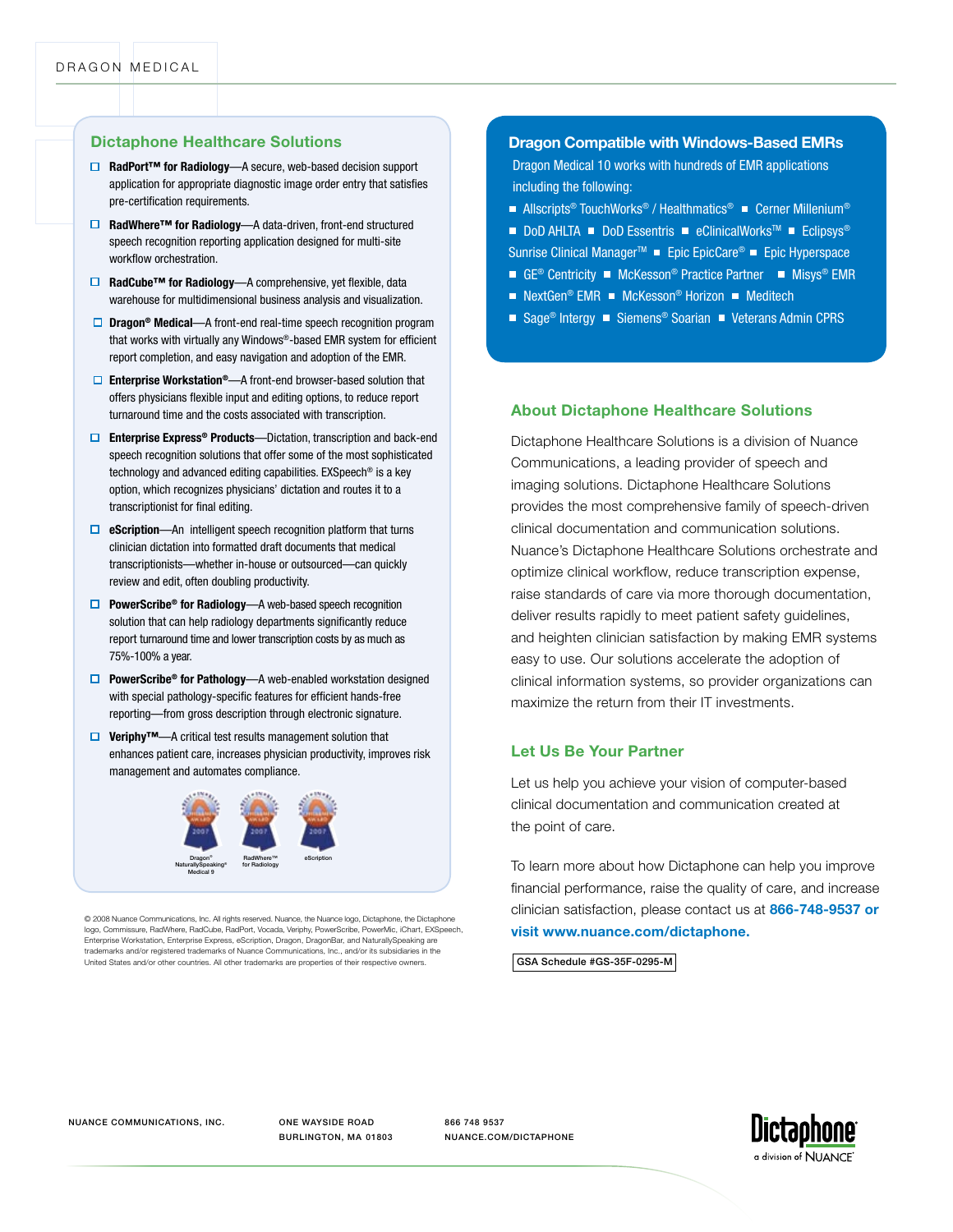## Dictaphone Healthcare Solutions

- **RadPort™ for Radiology**—A secure, web-based decision support application for appropriate diagnostic image order entry that satisfies pre-certification requirements.
- **RadWhere™ for Radiology**—A data-driven, front-end structured speech recognition reporting application designed for multi-site workflow orchestration.
- **RadCube™ for Radiology**—A comprehensive, yet flexible, data warehouse for multidimensional business analysis and visualization.
- **Dragon® Medical**—A front-end real-time speech recognition program that works with virtually any Windows®-based EMR system for efficient report completion, and easy navigation and adoption of the EMR.
- **Enterprise Workstation®**—A front-end browser-based solution that offers physicians flexible input and editing options, to reduce report turnaround time and the costs associated with transcription.
- **Enterprise Express® Products**—Dictation, transcription and back-end speech recognition solutions that offer some of the most sophisticated technology and advanced editing capabilities. EXSpeech® is a key option, which recognizes physicians' dictation and routes it to a transcriptionist for final editing.
- **eScription**—An intelligent speech recognition platform that turns clinician dictation into formatted draft documents that medical transcriptionists—whether in-house or outsourced—can quickly review and edit, often doubling productivity.
- **PowerScribe® for Radiology**—A web-based speech recognition solution that can help radiology departments significantly reduce report turnaround time and lower transcription costs by as much as 75%-100% a year.
- **PowerScribe® for Pathology**—A web-enabled workstation designed with special pathology-specific features for efficient hands-free reporting—from gross description through electronic signature.
- **Veriphy™**—A critical test results management solution that enhances patient care, increases physician productivity, improves risk management and automates compliance.

Dragon® NaturallySpeaking® Medical 9

RadWhere™ for Radiology

eScription

© 2008 Nuance Communications, Inc. All rights reserved. Nuance, the Nuance logo, Dictaphone, the Dictaphone logo, Commissure, RadWhere, RadCube, RadPort, Vocada, Veriphy, PowerScribe, PowerMic, iChart, EXSpeech, Enterprise Workstation, Enterprise Express, eScription, Dragon, DragonBar, and NaturallySpeaking are trademarks and/or registered trademarks of Nuance Communications, Inc., and/or its subsidiaries in the United States and/or other countries. All other trademarks are properties of their respective owners.

## Dragon Compatible with Windows-Based EMRs

Dragon Medical 10 works with hundreds of EMR applications including the following:

- Allscripts® TouchWorks® / Healthmatics®
- Cerner Millenium®
- DoD AHLTA
- DoD Essentris
- eClinicalWorks™
- Eclipsys® Sunrise Clinical Manager™
- Epic EpicCare®
- Epic Hyperspace
- GE® Centricity
- McKesson® Practice Partner
- Misys® EMR
- NextGen® EMR
- McKesson® Horizon
- Meditech
- Sage® Intergy
- Siemens® Soarian
- Veterans Admin CPRS

## About Dictaphone Healthcare Solutions

Dictaphone Healthcare Solutions is a division of Nuance Communications, a leading provider of speech and imaging solutions. Dictaphone Healthcare Solutions provides the most comprehensive family of speech-driven clinical documentation and communication solutions. Nuance's Dictaphone Healthcare Solutions orchestrate and optimize clinical workflow, reduce transcription expense, raise standards of care via more thorough documentation, deliver results rapidly to meet patient safety guidelines, and heighten clinician satisfaction by making EMR systems easy to use. Our solutions accelerate the adoption of clinical information systems, so provider organizations can maximize the return from their IT investments.

## Let Us Be Your Partner

Let us help you achieve your vision of computer-based clinical documentation and communication created at the point of care.

To learn more about how Dictaphone can help you improve financial performance, raise the quality of care, and increase clinician satisfaction, please contact us at **866-748-9537 or visit www.nuance.com/dictaphone.**

GSA Schedule #GS-35F-0295-M

NUANCE COMMUNICATIONS, INC.

ONE WAYSIDE ROAD
BURLINGTON, MA 01803

866 748 9537
NUANCE.COM/DICTAPHONE

Dictaphone
a division of NUANCE